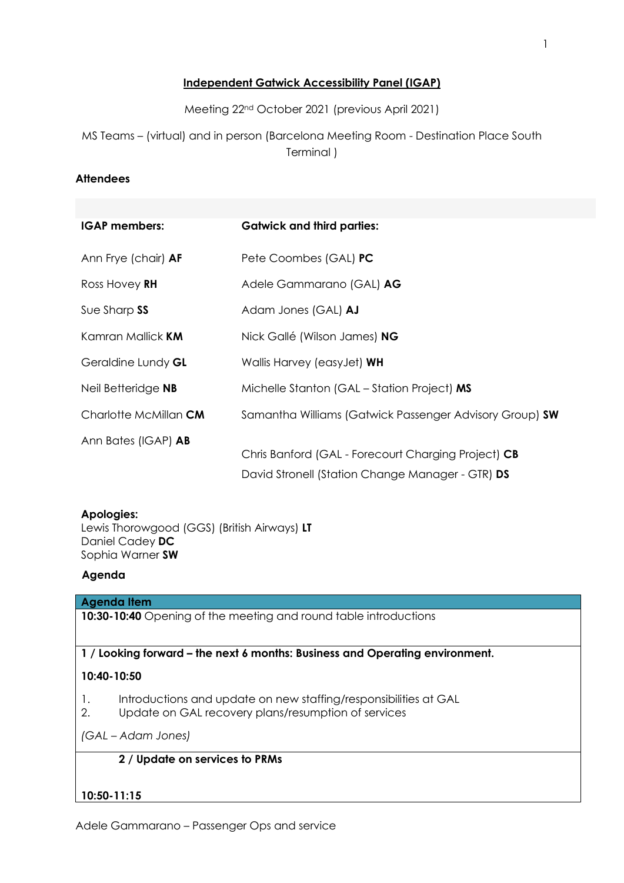**Independent Gatwick Accessibility Panel (IGAP)**

Meeting 22nd October 2021 (previous April 2021)

MS Teams – (virtual) and in person (Barcelona Meeting Room - Destination Place South Terminal )

**Attendees**

| **IGAP members:** | **Gatwick and third parties:** |
|---|---|
| Ann Frye (chair) **AF** | Pete Coombes (GAL) **PC** |
| Ross Hovey **RH** | Adele Gammarano (GAL) **AG** |
| Sue Sharp **SS** | Adam Jones (GAL) **AJ** |
| Kamran Mallick **KM** | Nick Gallé (Wilson James) **NG** |
| Geraldine Lundy **GL** | Wallis Harvey (easyJet) **WH** |
| Neil Betteridge **NB** | Michelle Stanton (GAL – Station Project) **MS** |
| Charlotte McMillan **CM** | Samantha Williams (Gatwick Passenger Advisory Group) **SW** |
| Ann Bates (IGAP) **AB** | Chris Banford (GAL - Forecourt Charging Project) **CB** |
| | David Stronell (Station Change Manager - GTR) **DS** |

**Apologies:**
Lewis Thorowgood (GGS) (British Airways) **LT**
Daniel Cadey **DC**
Sophia Warner **SW**

**Agenda**

| Agenda Item |
|---|
| **10:30-10:40** Opening of the meeting and round table introductions |
| **1 / Looking forward – the next 6 months: Business and Operating environment.**<br>**10:40-10:50**<br>1. Introductions and update on new staffing/responsibilities at GAL<br>2. Update on GAL recovery plans/resumption of services<br>*(GAL – Adam Jones)* |
| **2 / Update on services to PRMs**<br>**10:50-11:15** |

Adele Gammarano – Passenger Ops and service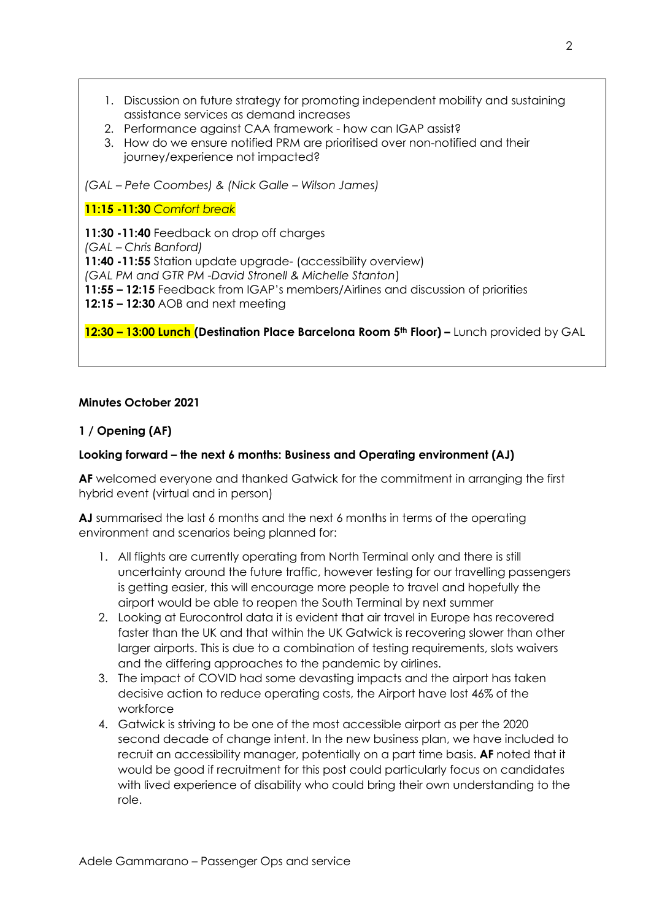1. Discussion on future strategy for promoting independent mobility and sustaining assistance services as demand increases
2. Performance against CAA framework - how can IGAP assist?
3. How do we ensure notified PRM are prioritised over non-notified and their journey/experience not impacted?

*(GAL – Pete Coombes) & (Nick Galle – Wilson James)*

***11:15 -11:30** Comfort break*

**11:30 -11:40** Feedback on drop off charges
*(GAL – Chris Banford)*
**11:40 -11:55** Station update upgrade- (accessibility overview)
*(GAL PM and GTR PM -David Stronell & Michelle Stanton)*
**11:55 – 12:15** Feedback from IGAP's members/Airlines and discussion of priorities
**12:15 – 12:30** AOB and next meeting

**12:30 – 13:00 Lunch (Destination Place Barcelona Room 5th Floor) –** Lunch provided by GAL

**Minutes October 2021**

**1 / Opening (AF)**

**Looking forward – the next 6 months: Business and Operating environment (AJ)**

**AF** welcomed everyone and thanked Gatwick for the commitment in arranging the first hybrid event (virtual and in person)

**AJ** summarised the last 6 months and the next 6 months in terms of the operating environment and scenarios being planned for:

1. All flights are currently operating from North Terminal only and there is still uncertainty around the future traffic, however testing for our travelling passengers is getting easier, this will encourage more people to travel and hopefully the airport would be able to reopen the South Terminal by next summer
2. Looking at Eurocontrol data it is evident that air travel in Europe has recovered faster than the UK and that within the UK Gatwick is recovering slower than other larger airports. This is due to a combination of testing requirements, slots waivers and the differing approaches to the pandemic by airlines.
3. The impact of COVID had some devasting impacts and the airport has taken decisive action to reduce operating costs, the Airport have lost 46% of the workforce
4. Gatwick is striving to be one of the most accessible airport as per the 2020 second decade of change intent. In the new business plan, we have included to recruit an accessibility manager, potentially on a part time basis. **AF** noted that it would be good if recruitment for this post could particularly focus on candidates with lived experience of disability who could bring their own understanding to the role.

Adele Gammarano – Passenger Ops and service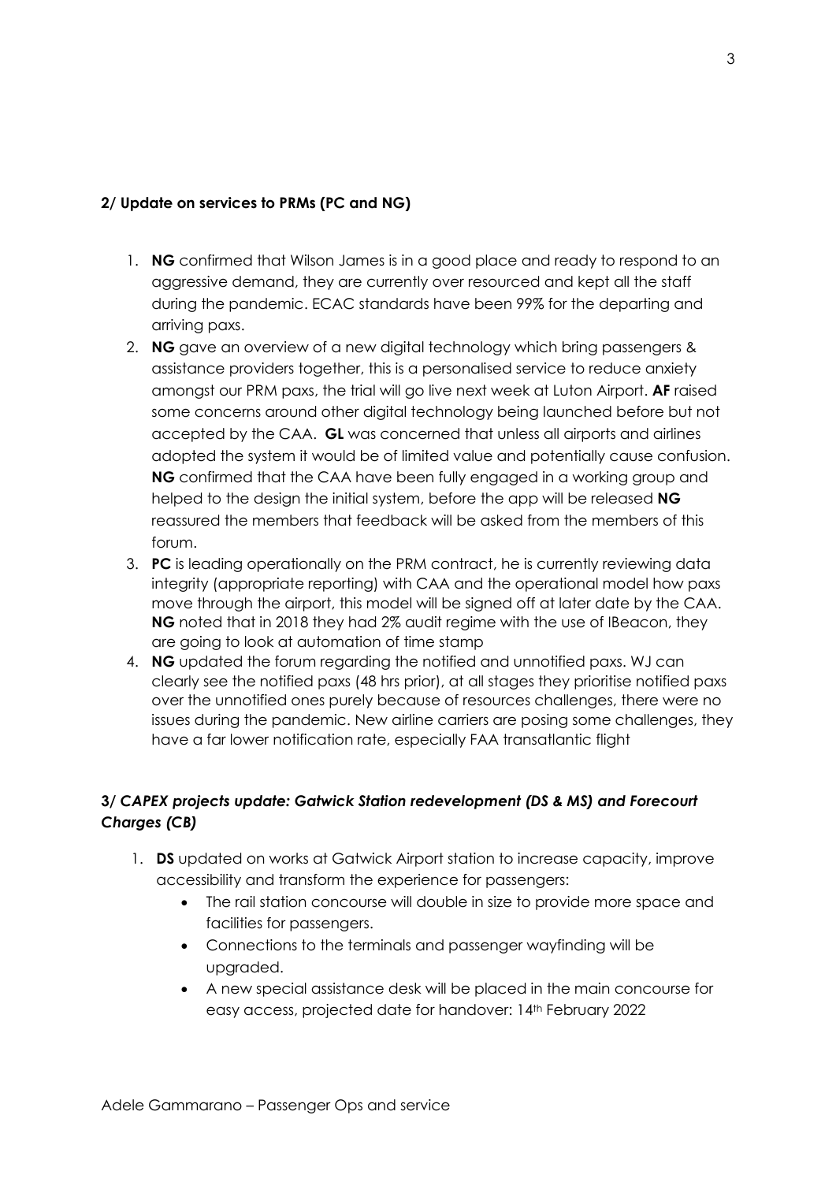**2/ Update on services to PRMs (PC and NG)**

1. **NG** confirmed that Wilson James is in a good place and ready to respond to an aggressive demand, they are currently over resourced and kept all the staff during the pandemic. ECAC standards have been 99% for the departing and arriving paxs.
2. **NG** gave an overview of a new digital technology which bring passengers & assistance providers together, this is a personalised service to reduce anxiety amongst our PRM paxs, the trial will go live next week at Luton Airport. **AF** raised some concerns around other digital technology being launched before but not accepted by the CAA. **GL** was concerned that unless all airports and airlines adopted the system it would be of limited value and potentially cause confusion. **NG** confirmed that the CAA have been fully engaged in a working group and helped to the design the initial system, before the app will be released **NG** reassured the members that feedback will be asked from the members of this forum.
3. **PC** is leading operationally on the PRM contract, he is currently reviewing data integrity (appropriate reporting) with CAA and the operational model how paxs move through the airport, this model will be signed off at later date by the CAA. **NG** noted that in 2018 they had 2% audit regime with the use of IBeacon, they are going to look at automation of time stamp
4. **NG** updated the forum regarding the notified and unnotified paxs. WJ can clearly see the notified paxs (48 hrs prior), at all stages they prioritise notified paxs over the unnotified ones purely because of resources challenges, there were no issues during the pandemic. New airline carriers are posing some challenges, they have a far lower notification rate, especially FAA transatlantic flight

***3/ CAPEX projects update: Gatwick Station redevelopment (DS & MS) and Forecourt Charges (CB)***

1. **DS** updated on works at Gatwick Airport station to increase capacity, improve accessibility and transform the experience for passengers:
   - The rail station concourse will double in size to provide more space and facilities for passengers.
   - Connections to the terminals and passenger wayfinding will be upgraded.
   - A new special assistance desk will be placed in the main concourse for easy access, projected date for handover: 14th February 2022

Adele Gammarano – Passenger Ops and service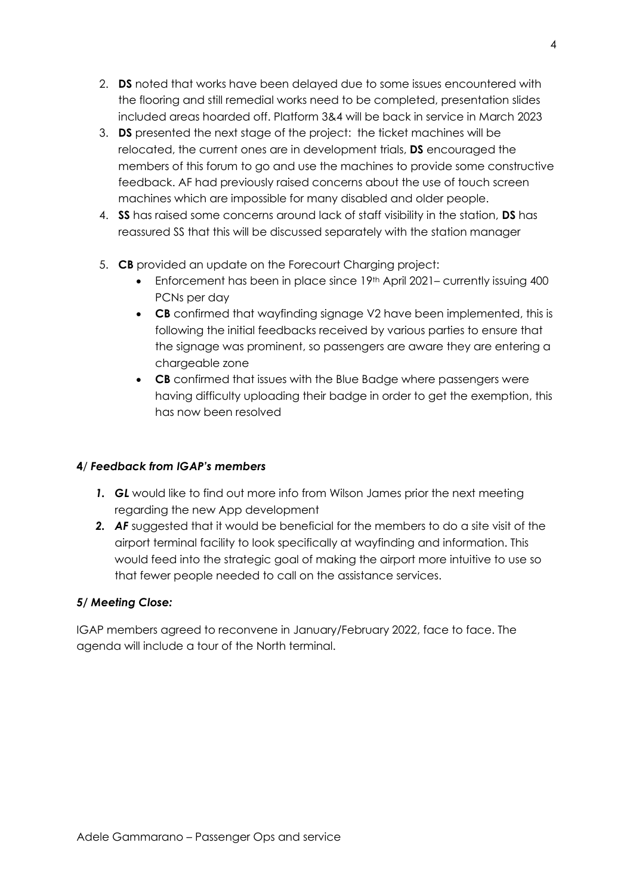2. **DS** noted that works have been delayed due to some issues encountered with the flooring and still remedial works need to be completed, presentation slides included areas hoarded off. Platform 3&4 will be back in service in March 2023
3. **DS** presented the next stage of the project: the ticket machines will be relocated, the current ones are in development trials, **DS** encouraged the members of this forum to go and use the machines to provide some constructive feedback. AF had previously raised concerns about the use of touch screen machines which are impossible for many disabled and older people.
4. **SS** has raised some concerns around lack of staff visibility in the station, **DS** has reassured SS that this will be discussed separately with the station manager
5. **CB** provided an update on the Forecourt Charging project:
   - Enforcement has been in place since 19th April 2021– currently issuing 400 PCNs per day
   - **CB** confirmed that wayfinding signage V2 have been implemented, this is following the initial feedbacks received by various parties to ensure that the signage was prominent, so passengers are aware they are entering a chargeable zone
   - **CB** confirmed that issues with the Blue Badge where passengers were having difficulty uploading their badge in order to get the exemption, this has now been resolved

### **4**/ *Feedback from IGAP's members*

1. ***GL*** would like to find out more info from Wilson James prior the next meeting regarding the new App development
2. ***AF*** suggested that it would be beneficial for the members to do a site visit of the airport terminal facility to look specifically at wayfinding and information. This would feed into the strategic goal of making the airport more intuitive to use so that fewer people needed to call on the assistance services.

### ***5/ Meeting Close:***

IGAP members agreed to reconvene in January/February 2022, face to face. The agenda will include a tour of the North terminal.

Adele Gammarano – Passenger Ops and service